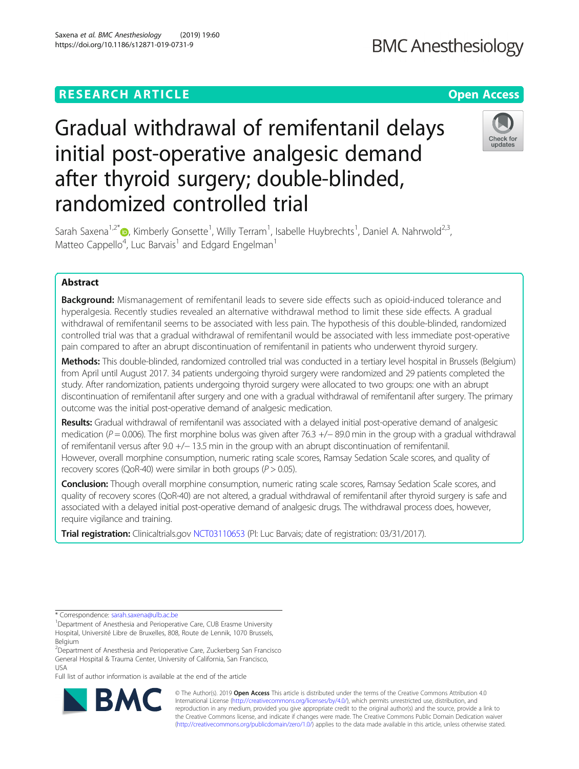RESEARCH ARTICLE

Open Access

# Gradual withdrawal of remifentanil delays initial post-operative analgesic demand after thyroid surgery; double-blinded, randomized controlled trial

Sarah Saxena[1,2*], Kimberly Gonsette[1], Willy Terram[1], Isabelle Huybrechts[1], Daniel A. Nahrwold[2,3], Matteo Cappello[4], Luc Barvais[1] and Edgard Engelman[1]

## Abstract

**Background:** Mismanagement of remifentanil leads to severe side effects such as opioid-induced tolerance and hyperalgesia. Recently studies revealed an alternative withdrawal method to limit these side effects. A gradual withdrawal of remifentanil seems to be associated with less pain. The hypothesis of this double-blinded, randomized controlled trial was that a gradual withdrawal of remifentanil would be associated with less immediate post-operative pain compared to after an abrupt discontinuation of remifentanil in patients who underwent thyroid surgery.

**Methods:** This double-blinded, randomized controlled trial was conducted in a tertiary level hospital in Brussels (Belgium) from April until August 2017. 34 patients undergoing thyroid surgery were randomized and 29 patients completed the study. After randomization, patients undergoing thyroid surgery were allocated to two groups: one with an abrupt discontinuation of remifentanil after surgery and one with a gradual withdrawal of remifentanil after surgery. The primary outcome was the initial post-operative demand of analgesic medication.

**Results:** Gradual withdrawal of remifentanil was associated with a delayed initial post-operative demand of analgesic medication ($P = 0.006$). The first morphine bolus was given after 76.3 +/− 89.0 min in the group with a gradual withdrawal of remifentanil versus after 9.0 +/− 13.5 min in the group with an abrupt discontinuation of remifentanil. However, overall morphine consumption, numeric rating scale scores, Ramsay Sedation Scale scores, and quality of recovery scores (QoR-40) were similar in both groups ($P > 0.05$).

**Conclusion:** Though overall morphine consumption, numeric rating scale scores, Ramsay Sedation Scale scores, and quality of recovery scores (QoR-40) are not altered, a gradual withdrawal of remifentanil after thyroid surgery is safe and associated with a delayed initial post-operative demand of analgesic drugs. The withdrawal process does, however, require vigilance and training.

**Trial registration:** Clinicaltrials.gov NCT03110653 (PI: Luc Barvais; date of registration: 03/31/2017).

---

* Correspondence: sarah.saxena@ulb.ac.be

[1]Department of Anesthesia and Perioperative Care, CUB Erasme University Hospital, Université Libre de Bruxelles, 808, Route de Lennik, 1070 Brussels, Belgium

[2]Department of Anesthesia and Perioperative Care, Zuckerberg San Francisco General Hospital & Trauma Center, University of California, San Francisco, USA

Full list of author information is available at the end of the article

© The Author(s). 2019 **Open Access** This article is distributed under the terms of the Creative Commons Attribution 4.0 International License (http://creativecommons.org/licenses/by/4.0/), which permits unrestricted use, distribution, and reproduction in any medium, provided you give appropriate credit to the original author(s) and the source, provide a link to the Creative Commons license, and indicate if changes were made. The Creative Commons Public Domain Dedication waiver (http://creativecommons.org/publicdomain/zero/1.0/) applies to the data made available in this article, unless otherwise stated.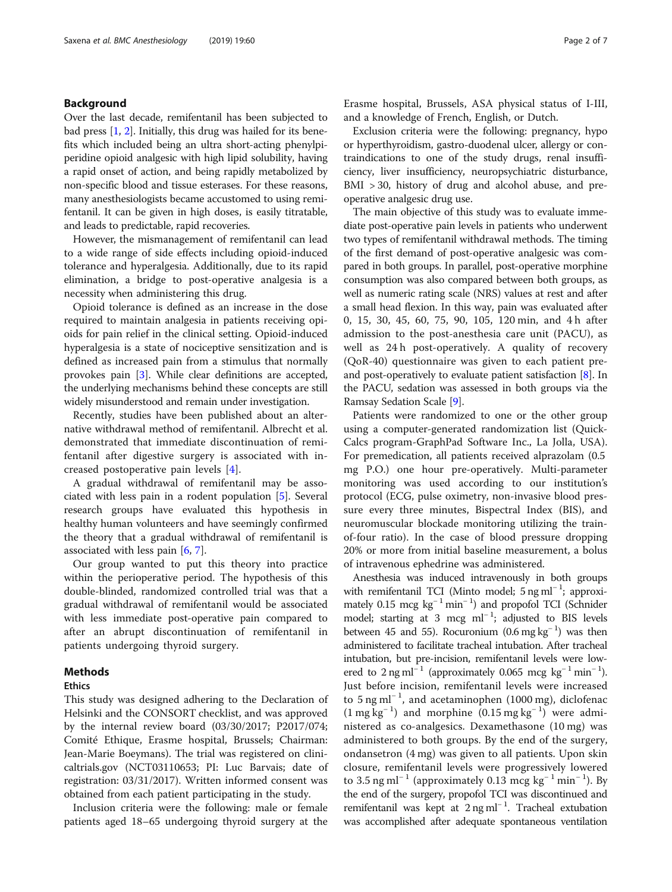## Background

Over the last decade, remifentanil has been subjected to bad press [1, 2]. Initially, this drug was hailed for its benefits which included being an ultra short-acting phenylpiperidine opioid analgesic with high lipid solubility, having a rapid onset of action, and being rapidly metabolized by non-specific blood and tissue esterases. For these reasons, many anesthesiologists became accustomed to using remifentanil. It can be given in high doses, is easily titratable, and leads to predictable, rapid recoveries.

However, the mismanagement of remifentanil can lead to a wide range of side effects including opioid-induced tolerance and hyperalgesia. Additionally, due to its rapid elimination, a bridge to post-operative analgesia is a necessity when administering this drug.

Opioid tolerance is defined as an increase in the dose required to maintain analgesia in patients receiving opioids for pain relief in the clinical setting. Opioid-induced hyperalgesia is a state of nociceptive sensitization and is defined as increased pain from a stimulus that normally provokes pain [3]. While clear definitions are accepted, the underlying mechanisms behind these concepts are still widely misunderstood and remain under investigation.

Recently, studies have been published about an alternative withdrawal method of remifentanil. Albrecht et al. demonstrated that immediate discontinuation of remifentanil after digestive surgery is associated with increased postoperative pain levels [4].

A gradual withdrawal of remifentanil may be associated with less pain in a rodent population [5]. Several research groups have evaluated this hypothesis in healthy human volunteers and have seemingly confirmed the theory that a gradual withdrawal of remifentanil is associated with less pain [6, 7].

Our group wanted to put this theory into practice within the perioperative period. The hypothesis of this double-blinded, randomized controlled trial was that a gradual withdrawal of remifentanil would be associated with less immediate post-operative pain compared to after an abrupt discontinuation of remifentanil in patients undergoing thyroid surgery.

## Methods

### Ethics

This study was designed adhering to the Declaration of Helsinki and the CONSORT checklist, and was approved by the internal review board (03/30/2017; P2017/074; Comité Ethique, Erasme hospital, Brussels; Chairman: Jean-Marie Boeymans). The trial was registered on clinicaltrials.gov (NCT03110653; PI: Luc Barvais; date of registration: 03/31/2017). Written informed consent was obtained from each patient participating in the study.

Inclusion criteria were the following: male or female patients aged 18–65 undergoing thyroid surgery at the Erasme hospital, Brussels, ASA physical status of I-III, and a knowledge of French, English, or Dutch.

Exclusion criteria were the following: pregnancy, hypo or hyperthyroidism, gastro-duodenal ulcer, allergy or contraindications to one of the study drugs, renal insufficiency, liver insufficiency, neuropsychiatric disturbance, BMI > 30, history of drug and alcohol abuse, and preoperative analgesic drug use.

The main objective of this study was to evaluate immediate post-operative pain levels in patients who underwent two types of remifentanil withdrawal methods. The timing of the first demand of post-operative analgesic was compared in both groups. In parallel, post-operative morphine consumption was also compared between both groups, as well as numeric rating scale (NRS) values at rest and after a small head flexion. In this way, pain was evaluated after 0, 15, 30, 45, 60, 75, 90, 105, 120 min, and 4 h after admission to the post-anesthesia care unit (PACU), as well as 24 h post-operatively. A quality of recovery (QoR-40) questionnaire was given to each patient pre- and post-operatively to evaluate patient satisfaction [8]. In the PACU, sedation was assessed in both groups via the Ramsay Sedation Scale [9].

Patients were randomized to one or the other group using a computer-generated randomization list (QuickCalcs program-GraphPad Software Inc., La Jolla, USA). For premedication, all patients received alprazolam (0.5 mg P.O.) one hour pre-operatively. Multi-parameter monitoring was used according to our institution's protocol (ECG, pulse oximetry, non-invasive blood pressure every three minutes, Bispectral Index (BIS), and neuromuscular blockade monitoring utilizing the train-of-four ratio). In the case of blood pressure dropping 20% or more from initial baseline measurement, a bolus of intravenous ephedrine was administered.

Anesthesia was induced intravenously in both groups with remifentanil TCI (Minto model; 5 ng ml$^{-1}$; approximately 0.15 mcg kg$^{-1}$ min$^{-1}$) and propofol TCI (Schnider model; starting at 3 mcg ml$^{-1}$; adjusted to BIS levels between 45 and 55). Rocuronium (0.6 mg kg$^{-1}$) was then administered to facilitate tracheal intubation. After tracheal intubation, but pre-incision, remifentanil levels were lowered to 2 ng ml$^{-1}$ (approximately 0.065 mcg kg$^{-1}$ min$^{-1}$). Just before incision, remifentanil levels were increased to 5 ng ml$^{-1}$, and acetaminophen (1000 mg), diclofenac (1 mg kg$^{-1}$) and morphine (0.15 mg kg$^{-1}$) were administered as co-analgesics. Dexamethasone (10 mg) was administered to both groups. By the end of the surgery, ondansetron (4 mg) was given to all patients. Upon skin closure, remifentanil levels were progressively lowered to 3.5 ng ml$^{-1}$ (approximately 0.13 mcg kg$^{-1}$ min$^{-1}$). By the end of the surgery, propofol TCI was discontinued and remifentanil was kept at 2 ng ml$^{-1}$. Tracheal extubation was accomplished after adequate spontaneous ventilation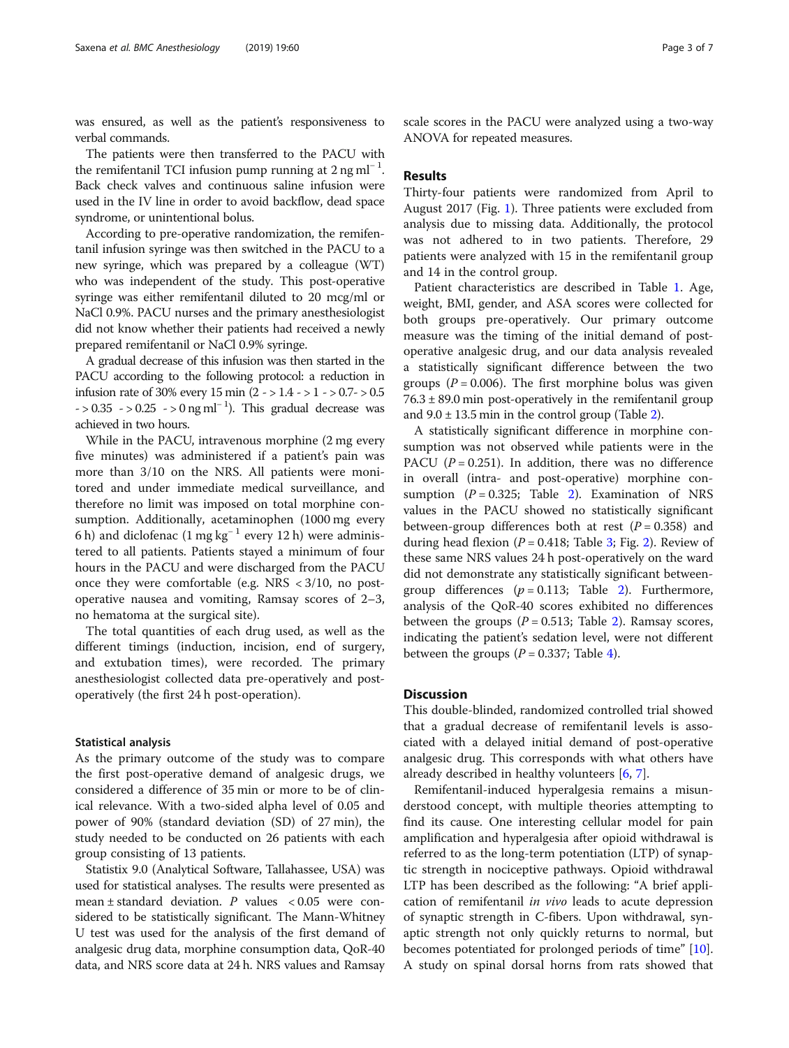was ensured, as well as the patient's responsiveness to verbal commands.

The patients were then transferred to the PACU with the remifentanil TCI infusion pump running at $2\ \mathrm{ng\ ml^{-1}}$. Back check valves and continuous saline infusion were used in the IV line in order to avoid backflow, dead space syndrome, or unintentional bolus.

According to pre-operative randomization, the remifentanil infusion syringe was then switched in the PACU to a new syringe, which was prepared by a colleague (WT) who was independent of the study. This post-operative syringe was either remifentanil diluted to 20 mcg/ml or NaCl 0.9%. PACU nurses and the primary anesthesiologist did not know whether their patients had received a newly prepared remifentanil or NaCl 0.9% syringe.

A gradual decrease of this infusion was then started in the PACU according to the following protocol: a reduction in infusion rate of 30% every 15 min ($2 -> 1.4 -> 1 -> 0.7 -> 0.5 -> 0.35 -> 0.25 -> 0\ \mathrm{ng\ ml^{-1}}$). This gradual decrease was achieved in two hours.

While in the PACU, intravenous morphine (2 mg every five minutes) was administered if a patient's pain was more than 3/10 on the NRS. All patients were monitored and under immediate medical surveillance, and therefore no limit was imposed on total morphine consumption. Additionally, acetaminophen (1000 mg every 6 h) and diclofenac ($1\ \mathrm{mg\ kg^{-1}}$ every 12 h) were administered to all patients. Patients stayed a minimum of four hours in the PACU and were discharged from the PACU once they were comfortable (e.g. NRS < 3/10, no post-operative nausea and vomiting, Ramsay scores of 2–3, no hematoma at the surgical site).

The total quantities of each drug used, as well as the different timings (induction, incision, end of surgery, and extubation times), were recorded. The primary anesthesiologist collected data pre-operatively and post-operatively (the first 24 h post-operation).

### Statistical analysis

As the primary outcome of the study was to compare the first post-operative demand of analgesic drugs, we considered a difference of 35 min or more to be of clinical relevance. With a two-sided alpha level of 0.05 and power of 90% (standard deviation (SD) of 27 min), the study needed to be conducted on 26 patients with each group consisting of 13 patients.

Statistix 9.0 (Analytical Software, Tallahassee, USA) was used for statistical analyses. The results were presented as mean ± standard deviation. *P* values < 0.05 were considered to be statistically significant. The Mann-Whitney U test was used for the analysis of the first demand of analgesic drug data, morphine consumption data, QoR-40 data, and NRS score data at 24 h. NRS values and Ramsay scale scores in the PACU were analyzed using a two-way ANOVA for repeated measures.

## Results

Thirty-four patients were randomized from April to August 2017 (Fig. 1). Three patients were excluded from analysis due to missing data. Additionally, the protocol was not adhered to in two patients. Therefore, 29 patients were analyzed with 15 in the remifentanil group and 14 in the control group.

Patient characteristics are described in Table 1. Age, weight, BMI, gender, and ASA scores were collected for both groups pre-operatively. Our primary outcome measure was the timing of the initial demand of post-operative analgesic drug, and our data analysis revealed a statistically significant difference between the two groups ($P = 0.006$). The first morphine bolus was given 76.3 ± 89.0 min post-operatively in the remifentanil group and 9.0 ± 13.5 min in the control group (Table 2).

A statistically significant difference in morphine consumption was not observed while patients were in the PACU ($P = 0.251$). In addition, there was no difference in overall (intra- and post-operative) morphine consumption ($P = 0.325$; Table 2). Examination of NRS values in the PACU showed no statistically significant between-group differences both at rest ($P = 0.358$) and during head flexion ($P = 0.418$; Table 3; Fig. 2). Review of these same NRS values 24 h post-operatively on the ward did not demonstrate any statistically significant between-group differences ($p = 0.113$; Table 2). Furthermore, analysis of the QoR-40 scores exhibited no differences between the groups ($P = 0.513$; Table 2). Ramsay scores, indicating the patient's sedation level, were not different between the groups ($P = 0.337$; Table 4).

## Discussion

This double-blinded, randomized controlled trial showed that a gradual decrease of remifentanil levels is associated with a delayed initial demand of post-operative analgesic drug. This corresponds with what others have already described in healthy volunteers [6, 7].

Remifentanil-induced hyperalgesia remains a misunderstood concept, with multiple theories attempting to find its cause. One interesting cellular model for pain amplification and hyperalgesia after opioid withdrawal is referred to as the long-term potentiation (LTP) of synaptic strength in nociceptive pathways. Opioid withdrawal LTP has been described as the following: "A brief application of remifentanil *in vivo* leads to acute depression of synaptic strength in C-fibers. Upon withdrawal, synaptic strength not only quickly returns to normal, but becomes potentiated for prolonged periods of time" [10]. A study on spinal dorsal horns from rats showed that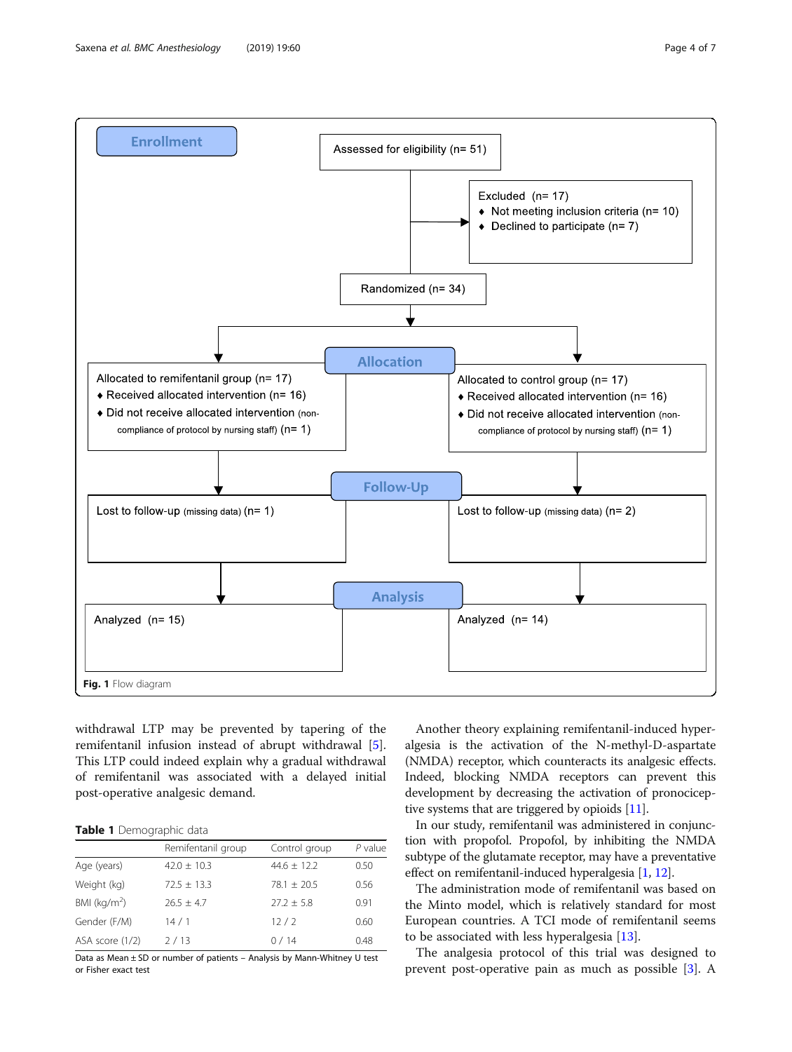Enrollment

Assessed for eligibility (n= 51)

Excluded (n= 17)
- Not meeting inclusion criteria (n= 10)
- Declined to participate (n= 7)

Randomized (n= 34)

Allocation

Allocated to remifentanil group (n= 17)
- Received allocated intervention (n= 16)
- Did not receive allocated intervention (non-compliance of protocol by nursing staff) (n= 1)

Allocated to control group (n= 17)
- Received allocated intervention (n= 16)
- Did not receive allocated intervention (non-compliance of protocol by nursing staff) (n= 1)

Follow-Up

Lost to follow-up (missing data) (n= 1)

Lost to follow-up (missing data) (n= 2)

Analysis

Analyzed (n= 15)

Analyzed (n= 14)

**Fig. 1** Flow diagram

withdrawal LTP may be prevented by tapering of the remifentanil infusion instead of abrupt withdrawal [5]. This LTP could indeed explain why a gradual withdrawal of remifentanil was associated with a delayed initial post-operative analgesic demand.

**Table 1** Demographic data

| | Remifentanil group | Control group | *P* value |
|---|---|---|---|
| Age (years) | 42.0 ± 10.3 | 44.6 ± 12.2 | 0.50 |
| Weight (kg) | 72.5 ± 13.3 | 78.1 ± 20.5 | 0.56 |
| BMI (kg/m$^2$) | 26.5 ± 4.7 | 27.2 ± 5.8 | 0.91 |
| Gender (F/M) | 14 / 1 | 12 / 2 | 0.60 |
| ASA score (1/2) | 2 / 13 | 0 / 14 | 0.48 |

Data as Mean ± SD or number of patients – Analysis by Mann-Whitney U test or Fisher exact test

Another theory explaining remifentanil-induced hyperalgesia is the activation of the N-methyl-D-aspartate (NMDA) receptor, which counteracts its analgesic effects. Indeed, blocking NMDA receptors can prevent this development by decreasing the activation of pronociceptive systems that are triggered by opioids [11].

In our study, remifentanil was administered in conjunction with propofol. Propofol, by inhibiting the NMDA subtype of the glutamate receptor, may have a preventative effect on remifentanil-induced hyperalgesia [1, 12].

The administration mode of remifentanil was based on the Minto model, which is relatively standard for most European countries. A TCI mode of remifentanil seems to be associated with less hyperalgesia [13].

The analgesia protocol of this trial was designed to prevent post-operative pain as much as possible [3]. A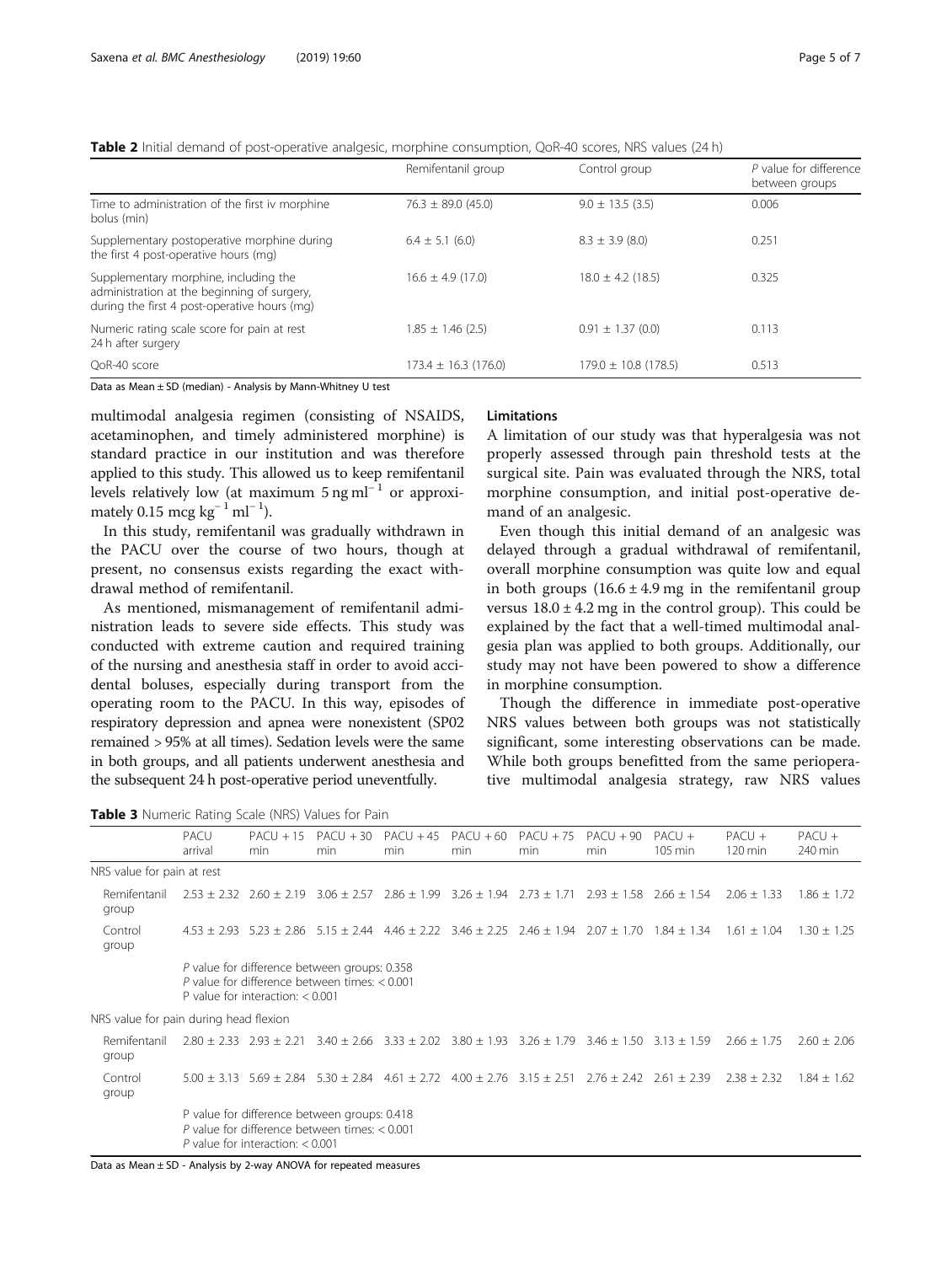**Table 2** Initial demand of post-operative analgesic, morphine consumption, QoR-40 scores, NRS values (24 h)

| | Remifentanil group | Control group | *P* value for difference between groups |
|---|---|---|---|
| Time to administration of the first iv morphine bolus (min) | 76.3 ± 89.0 (45.0) | 9.0 ± 13.5 (3.5) | 0.006 |
| Supplementary postoperative morphine during the first 4 post-operative hours (mg) | 6.4 ± 5.1 (6.0) | 8.3 ± 3.9 (8.0) | 0.251 |
| Supplementary morphine, including the administration at the beginning of surgery, during the first 4 post-operative hours (mg) | 16.6 ± 4.9 (17.0) | 18.0 ± 4.2 (18.5) | 0.325 |
| Numeric rating scale score for pain at rest 24 h after surgery | 1.85 ± 1.46 (2.5) | 0.91 ± 1.37 (0.0) | 0.113 |
| QoR-40 score | 173.4 ± 16.3 (176.0) | 179.0 ± 10.8 (178.5) | 0.513 |

Data as Mean ± SD (median) - Analysis by Mann-Whitney U test

multimodal analgesia regimen (consisting of NSAIDS, acetaminophen, and timely administered morphine) is standard practice in our institution and was therefore applied to this study. This allowed us to keep remifentanil levels relatively low (at maximum 5 ng ml$^{-1}$ or approximately 0.15 mcg kg$^{-1}$ ml$^{-1}$).

In this study, remifentanil was gradually withdrawn in the PACU over the course of two hours, though at present, no consensus exists regarding the exact withdrawal method of remifentanil.

As mentioned, mismanagement of remifentanil administration leads to severe side effects. This study was conducted with extreme caution and required training of the nursing and anesthesia staff in order to avoid accidental boluses, especially during transport from the operating room to the PACU. In this way, episodes of respiratory depression and apnea were nonexistent (SP02 remained > 95% at all times). Sedation levels were the same in both groups, and all patients underwent anesthesia and the subsequent 24 h post-operative period uneventfully.

## Limitations

A limitation of our study was that hyperalgesia was not properly assessed through pain threshold tests at the surgical site. Pain was evaluated through the NRS, total morphine consumption, and initial post-operative demand of an analgesic.

Even though this initial demand of an analgesic was delayed through a gradual withdrawal of remifentanil, overall morphine consumption was quite low and equal in both groups (16.6 ± 4.9 mg in the remifentanil group versus 18.0 ± 4.2 mg in the control group). This could be explained by the fact that a well-timed multimodal analgesia plan was applied to both groups. Additionally, our study may not have been powered to show a difference in morphine consumption.

Though the difference in immediate post-operative NRS values between both groups was not statistically significant, some interesting observations can be made. While both groups benefitted from the same perioperative multimodal analgesia strategy, raw NRS values

**Table 3** Numeric Rating Scale (NRS) Values for Pain

| | PACU arrival | PACU + 15 min | PACU + 30 min | PACU + 45 min | PACU + 60 min | PACU + 75 min | PACU + 90 min | PACU + 105 min | PACU + 120 min | PACU + 240 min |
|---|---|---|---|---|---|---|---|---|---|---|
| NRS value for pain at rest | | | | | | | | | | |
| Remifentanil group | 2.53 ± 2.32 | 2.60 ± 2.19 | 3.06 ± 2.57 | 2.86 ± 1.99 | 3.26 ± 1.94 | 2.73 ± 1.71 | 2.93 ± 1.58 | 2.66 ± 1.54 | 2.06 ± 1.33 | 1.86 ± 1.72 |
| Control group | 4.53 ± 2.93 | 5.23 ± 2.86 | 5.15 ± 2.44 | 4.46 ± 2.22 | 3.46 ± 2.25 | 2.46 ± 1.94 | 2.07 ± 1.70 | 1.84 ± 1.34 | 1.61 ± 1.04 | 1.30 ± 1.25 |
| | *P* value for difference between groups: 0.358<br>*P* value for difference between times: < 0.001<br>P value for interaction: < 0.001 | | | | | | | | | |
| NRS value for pain during head flexion | | | | | | | | | | |
| Remifentanil group | 2.80 ± 2.33 | 2.93 ± 2.21 | 3.40 ± 2.66 | 3.33 ± 2.02 | 3.80 ± 1.93 | 3.26 ± 1.79 | 3.46 ± 1.50 | 3.13 ± 1.59 | 2.66 ± 1.75 | 2.60 ± 2.06 |
| Control group | 5.00 ± 3.13 | 5.69 ± 2.84 | 5.30 ± 2.84 | 4.61 ± 2.72 | 4.00 ± 2.76 | 3.15 ± 2.51 | 2.76 ± 2.42 | 2.61 ± 2.39 | 2.38 ± 2.32 | 1.84 ± 1.62 |
| | P value for difference between groups: 0.418<br>*P* value for difference between times: < 0.001<br>*P* value for interaction: < 0.001 | | | | | | | | | |

Data as Mean ± SD - Analysis by 2-way ANOVA for repeated measures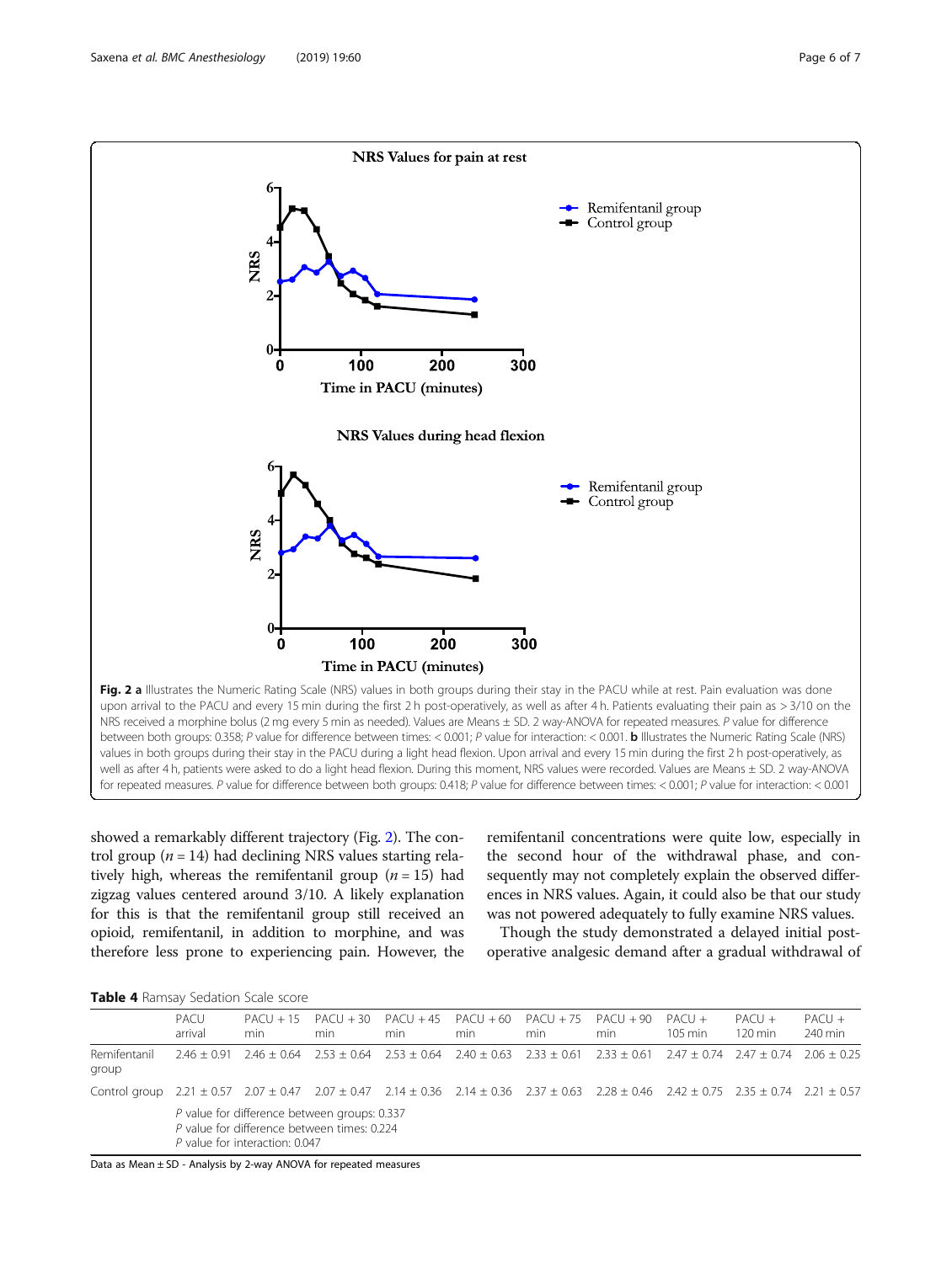Fig. 2 **a** Illustrates the Numeric Rating Scale (NRS) values in both groups during their stay in the PACU while at rest. Pain evaluation was done upon arrival to the PACU and every 15 min during the first 2 h post-operatively, as well as after 4 h. Patients evaluating their pain as > 3/10 on the NRS received a morphine bolus (2 mg every 5 min as needed). Values are Means ± SD. 2 way-ANOVA for repeated measures. *P* value for difference between both groups: 0.358; *P* value for difference between times: < 0.001; *P* value for interaction: < 0.001. **b** Illustrates the Numeric Rating Scale (NRS) values in both groups during their stay in the PACU during a light head flexion. Upon arrival and every 15 min during the first 2 h post-operatively, as well as after 4 h, patients were asked to do a light head flexion. During this moment, NRS values were recorded. Values are Means ± SD. 2 way-ANOVA for repeated measures. *P* value for difference between both groups: 0.418; *P* value for difference between times: < 0.001; *P* value for interaction: < 0.001

showed a remarkably different trajectory (Fig. 2). The control group ($n = 14$) had declining NRS values starting relatively high, whereas the remifentanil group ($n = 15$) had zigzag values centered around 3/10. A likely explanation for this is that the remifentanil group still received an opioid, remifentanil, in addition to morphine, and was therefore less prone to experiencing pain. However, the remifentanil concentrations were quite low, especially in the second hour of the withdrawal phase, and consequently may not completely explain the observed differences in NRS values. Again, it could also be that our study was not powered adequately to fully examine NRS values.

Though the study demonstrated a delayed initial postoperative analgesic demand after a gradual withdrawal of

**Table 4** Ramsay Sedation Scale score

| | PACU arrival | PACU + 15 min | PACU + 30 min | PACU + 45 min | PACU + 60 min | PACU + 75 min | PACU + 90 min | PACU + 105 min | PACU + 120 min | PACU + 240 min |
|---|---|---|---|---|---|---|---|---|---|---|
| Remifentanil group | 2.46 ± 0.91 | 2.46 ± 0.64 | 2.53 ± 0.64 | 2.53 ± 0.64 | 2.40 ± 0.63 | 2.33 ± 0.61 | 2.33 ± 0.61 | 2.47 ± 0.74 | 2.47 ± 0.74 | 2.06 ± 0.25 |
| Control group | 2.21 ± 0.57 | 2.07 ± 0.47 | 2.07 ± 0.47 | 2.14 ± 0.36 | 2.14 ± 0.36 | 2.37 ± 0.63 | 2.28 ± 0.46 | 2.42 ± 0.75 | 2.35 ± 0.74 | 2.21 ± 0.57 |
| | *P* value for difference between groups: 0.337<br>*P* value for difference between times: 0.224<br>*P* value for interaction: 0.047 | | | | | | | | | |

Data as Mean ± SD - Analysis by 2-way ANOVA for repeated measures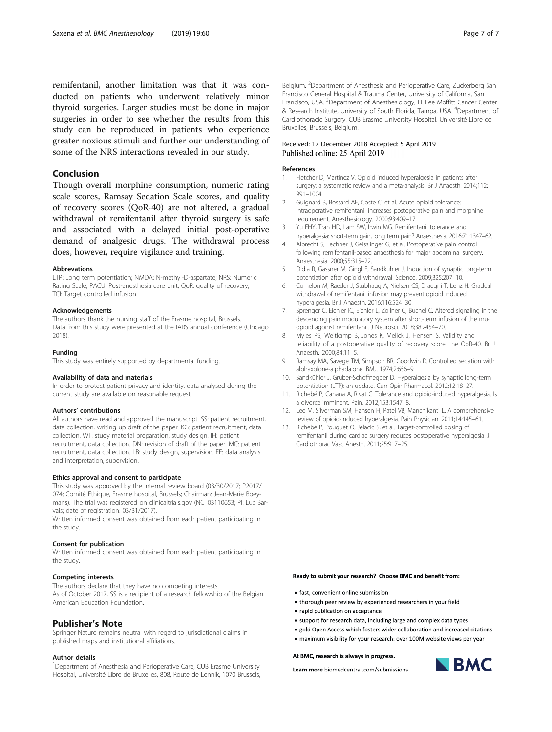remifentanil, another limitation was that it was conducted on patients who underwent relatively minor thyroid surgeries. Larger studies must be done in major surgeries in order to see whether the results from this study can be reproduced in patients who experience greater noxious stimuli and further our understanding of some of the NRS interactions revealed in our study.

## Conclusion

Though overall morphine consumption, numeric rating scale scores, Ramsay Sedation Scale scores, and quality of recovery scores (QoR-40) are not altered, a gradual withdrawal of remifentanil after thyroid surgery is safe and associated with a delayed initial post-operative demand of analgesic drugs. The withdrawal process does, however, require vigilance and training.

#### Abbrevations

LTP: Long term potentiation; NMDA: N-methyl-D-aspartate; NRS: Numeric Rating Scale; PACU: Post-anesthesia care unit; QoR: quality of recovery; TCI: Target controlled infusion

#### Acknowledgements

The authors thank the nursing staff of the Erasme hospital, Brussels.
Data from this study were presented at the IARS annual conference (Chicago 2018).

#### Funding

This study was entirely supported by departmental funding.

#### Availability of data and materials

In order to protect patient privacy and identity, data analysed during the current study are available on reasonable request.

#### Authors' contributions

All authors have read and approved the manuscript. SS: patient recruitment, data collection, writing up draft of the paper. KG: patient recruitment, data collection. WT: study material preparation, study design. IH: patient recruitment, data collection. DN: revision of draft of the paper. MC: patient recruitment, data collection. LB: study design, supervision. EE: data analysis and interpretation, supervision.

#### Ethics approval and consent to participate

This study was approved by the internal review board (03/30/2017; P2017/074; Comité Ethique, Erasme hospital, Brussels; Chairman: Jean-Marie Boeymans). The trial was registered on clinicaltrials.gov (NCT03110653; PI: Luc Barvais; date of registration: 03/31/2017).
Written informed consent was obtained from each patient participating in the study.

#### Consent for publication

Written informed consent was obtained from each patient participating in the study.

#### Competing interests

The authors declare that they have no competing interests.
As of October 2017, SS is a recipient of a research fellowship of the Belgian American Education Foundation.

## Publisher's Note

Springer Nature remains neutral with regard to jurisdictional claims in published maps and institutional affiliations.

#### Author details

[1]Department of Anesthesia and Perioperative Care, CUB Erasme University Hospital, Université Libre de Bruxelles, 808, Route de Lennik, 1070 Brussels, Belgium. [2]Department of Anesthesia and Perioperative Care, Zuckerberg San Francisco General Hospital & Trauma Center, University of California, San Francisco, USA. [3]Department of Anesthesiology, H. Lee Moffitt Cancer Center & Research Institute, University of South Florida, Tampa, USA. [4]Department of Cardiothoracic Surgery, CUB Erasme University Hospital, Université Libre de Bruxelles, Brussels, Belgium.

Received: 17 December 2018 Accepted: 5 April 2019
Published online: 25 April 2019

#### References

1. Fletcher D, Martinez V. Opioid induced hyperalgesia in patients after surgery: a systematic review and a meta-analysis. Br J Anaesth. 2014;112:991–1004.
2. Guignard B, Bossard AE, Coste C, et al. Acute opioid tolerance: intraoperative remifentanil increases postoperative pain and morphine requirement. Anesthesiology. 2000;93:409–17.
3. Yu EHY, Tran HD, Lam SW, Irwin MG. Remifentanil tolerance and hyperalgesia: short-term gain, long term pain? Anaesthesia. 2016;71:1347–62.
4. Albrecht S, Fechner J, Geisslinger G, et al. Postoperative pain control following remifentanil-based anaesthesia for major abdominal surgery. Anaesthesia. 2000;55:315–22.
5. Didla R, Gassner M, Gingl E, Sandkuhler J. Induction of synaptic long-term potentiation after opioid withdrawal. Science. 2009;325:207–10.
6. Comelon M, Raeder J, Stubhaug A, Nielsen CS, Draegni T, Lenz H. Gradual withdrawal of remifentanil infusion may prevent opioid induced hyperalgesia. Br J Anaesth. 2016;116:524–30.
7. Sprenger C, Eichler IC, Eichler L, Zollner C, Buchel C. Altered signaling in the descending pain modulatory system after short-term infusion of the mu-opioid agonist remifentanil. J Neurosci. 2018;38:2454–70.
8. Myles PS, Weitkamp B, Jones K, Melick J, Hensen S. Validity and reliability of a postoperative quality of recovery score: the QoR-40. Br J Anaesth. 2000;84:11–5.
9. Ramsay MA, Savege TM, Simpson BR, Goodwin R. Controlled sedation with alphaxolone-alphadalone. BMJ. 1974;2:656–9.
10. Sandkühler J, Gruber-Schoffnegger D. Hyperalgesia by synaptic long-term potentiation (LTP): an update. Curr Opin Pharmacol. 2012;12:18–27.
11. Richebé P, Cahana A, Rivat C. Tolerance and opioid-induced hyperalgesia. Is a divorce imminent. Pain. 2012;153:1547–8.
12. Lee M, Silverman SM, Hansen H, Patel VB, Manchikanti L. A comprehensive review of opioid-induced hyperalgesia. Pain Physician. 2011;14:145–61.
13. Richebé P, Pouquet O, Jelacic S, et al. Target-controlled dosing of remifentanil during cardiac surgery reduces postoperative hyperalgesia. J Cardiothorac Vasc Anesth. 2011;25:917–25.

**Ready to submit your research? Choose BMC and benefit from:**

- fast, convenient online submission
- thorough peer review by experienced researchers in your field
- rapid publication on acceptance
- support for research data, including large and complex data types
- gold Open Access which fosters wider collaboration and increased citations
- maximum visibility for your research: over 100M website views per year

**At BMC, research is always in progress.**

**Learn more** biomedcentral.com/submissions

BMC